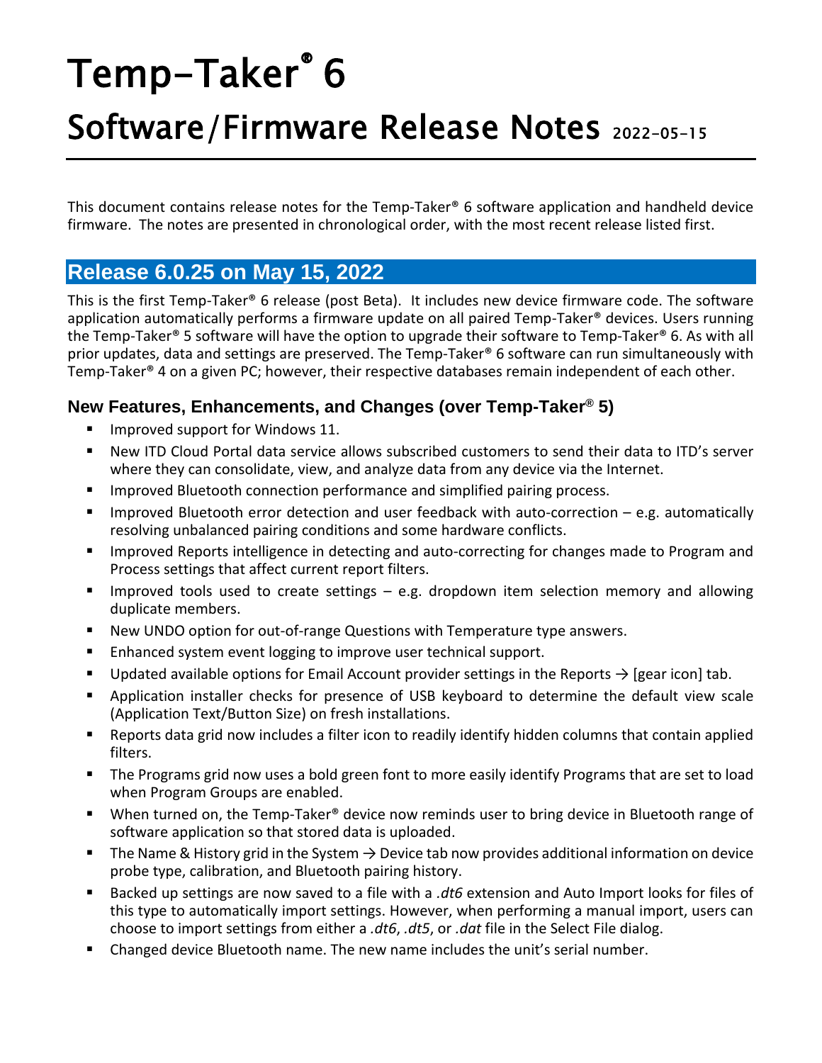# Temp-Taker® 6

# Software/Firmware Release Notes 2022-05-15

This document contains release notes for the Temp-Taker® 6 software application and handheld device firmware. The notes are presented in chronological order, with the most recent release listed first.

## Release 6.0.25 on May 15, 2022

This is the first Temp-Taker® 6 release (post Beta). It includes new device firmware code. The software application automatically performs a firmware update on all paired Temp-Taker® devices. Users running the Temp-Taker® 5 software will have the option to upgrade their software to Temp-Taker® 6. As with all prior updates, data and settings are preserved. The Temp-Taker® 6 software can run simultaneously with Temp-Taker® 4 on a given PC; however, their respective databases remain independent of each other.

### New Features, Enhancements, and Changes (over Temp-Taker® 5)

- Improved support for Windows 11.
- New ITD Cloud Portal data service allows subscribed customers to send their data to ITD's server where they can consolidate, view, and analyze data from any device via the Internet.
- Improved Bluetooth connection performance and simplified pairing process.
- Improved Bluetooth error detection and user feedback with auto-correction – e.g. automatically resolving unbalanced pairing conditions and some hardware conflicts.
- Improved Reports intelligence in detecting and auto-correcting for changes made to Program and Process settings that affect current report filters.
- Improved tools used to create settings – e.g. dropdown item selection memory and allowing duplicate members.
- New UNDO option for out-of-range Questions with Temperature type answers.
- Enhanced system event logging to improve user technical support.
- Updated available options for Email Account provider settings in the Reports → [gear icon] tab.
- Application installer checks for presence of USB keyboard to determine the default view scale (Application Text/Button Size) on fresh installations.
- Reports data grid now includes a filter icon to readily identify hidden columns that contain applied filters.
- The Programs grid now uses a bold green font to more easily identify Programs that are set to load when Program Groups are enabled.
- When turned on, the Temp-Taker® device now reminds user to bring device in Bluetooth range of software application so that stored data is uploaded.
- The Name & History grid in the System → Device tab now provides additional information on device probe type, calibration, and Bluetooth pairing history.
- Backed up settings are now saved to a file with a *.dt6* extension and Auto Import looks for files of this type to automatically import settings. However, when performing a manual import, users can choose to import settings from either a *.dt6*, *.dt5*, or *.dat* file in the Select File dialog.
- Changed device Bluetooth name. The new name includes the unit's serial number.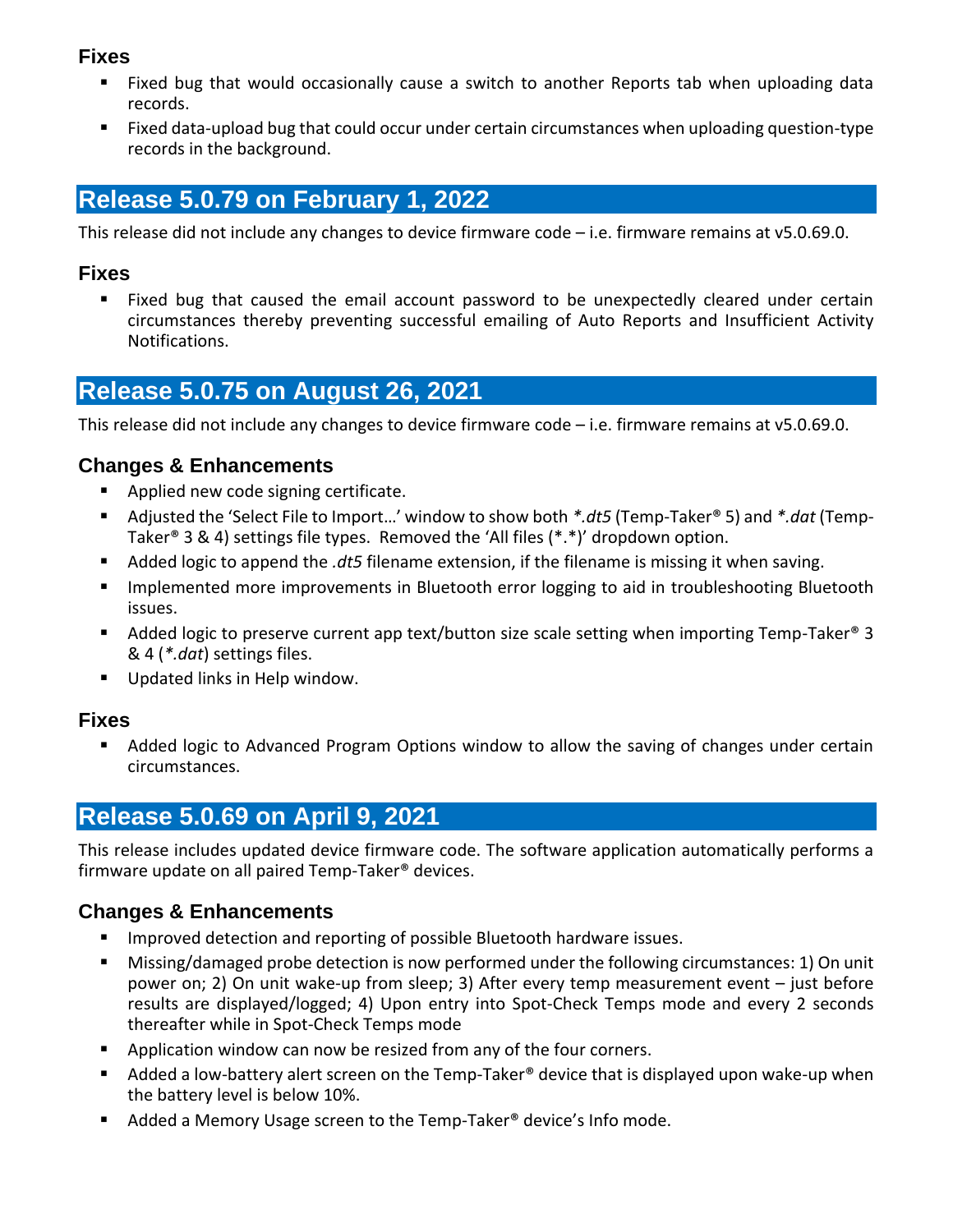### Fixes

- Fixed bug that would occasionally cause a switch to another Reports tab when uploading data records.
- Fixed data-upload bug that could occur under certain circumstances when uploading question-type records in the background.

## Release 5.0.79 on February 1, 2022

This release did not include any changes to device firmware code – i.e. firmware remains at v5.0.69.0.

### Fixes

- Fixed bug that caused the email account password to be unexpectedly cleared under certain circumstances thereby preventing successful emailing of Auto Reports and Insufficient Activity Notifications.

## Release 5.0.75 on August 26, 2021

This release did not include any changes to device firmware code – i.e. firmware remains at v5.0.69.0.

### Changes & Enhancements

- Applied new code signing certificate.
- Adjusted the 'Select File to Import…' window to show both *\*.dt5* (Temp-Taker® 5) and *\*.dat* (Temp-Taker® 3 & 4) settings file types. Removed the 'All files (*.*)' dropdown option.
- Added logic to append the *.dt5* filename extension, if the filename is missing it when saving.
- Implemented more improvements in Bluetooth error logging to aid in troubleshooting Bluetooth issues.
- Added logic to preserve current app text/button size scale setting when importing Temp-Taker® 3 & 4 (*\*.dat*) settings files.
- Updated links in Help window.

### Fixes

- Added logic to Advanced Program Options window to allow the saving of changes under certain circumstances.

## Release 5.0.69 on April 9, 2021

This release includes updated device firmware code. The software application automatically performs a firmware update on all paired Temp-Taker® devices.

### Changes & Enhancements

- Improved detection and reporting of possible Bluetooth hardware issues.
- Missing/damaged probe detection is now performed under the following circumstances: 1) On unit power on; 2) On unit wake-up from sleep; 3) After every temp measurement event – just before results are displayed/logged; 4) Upon entry into Spot-Check Temps mode and every 2 seconds thereafter while in Spot-Check Temps mode
- Application window can now be resized from any of the four corners.
- Added a low-battery alert screen on the Temp-Taker® device that is displayed upon wake-up when the battery level is below 10%.
- Added a Memory Usage screen to the Temp-Taker® device's Info mode.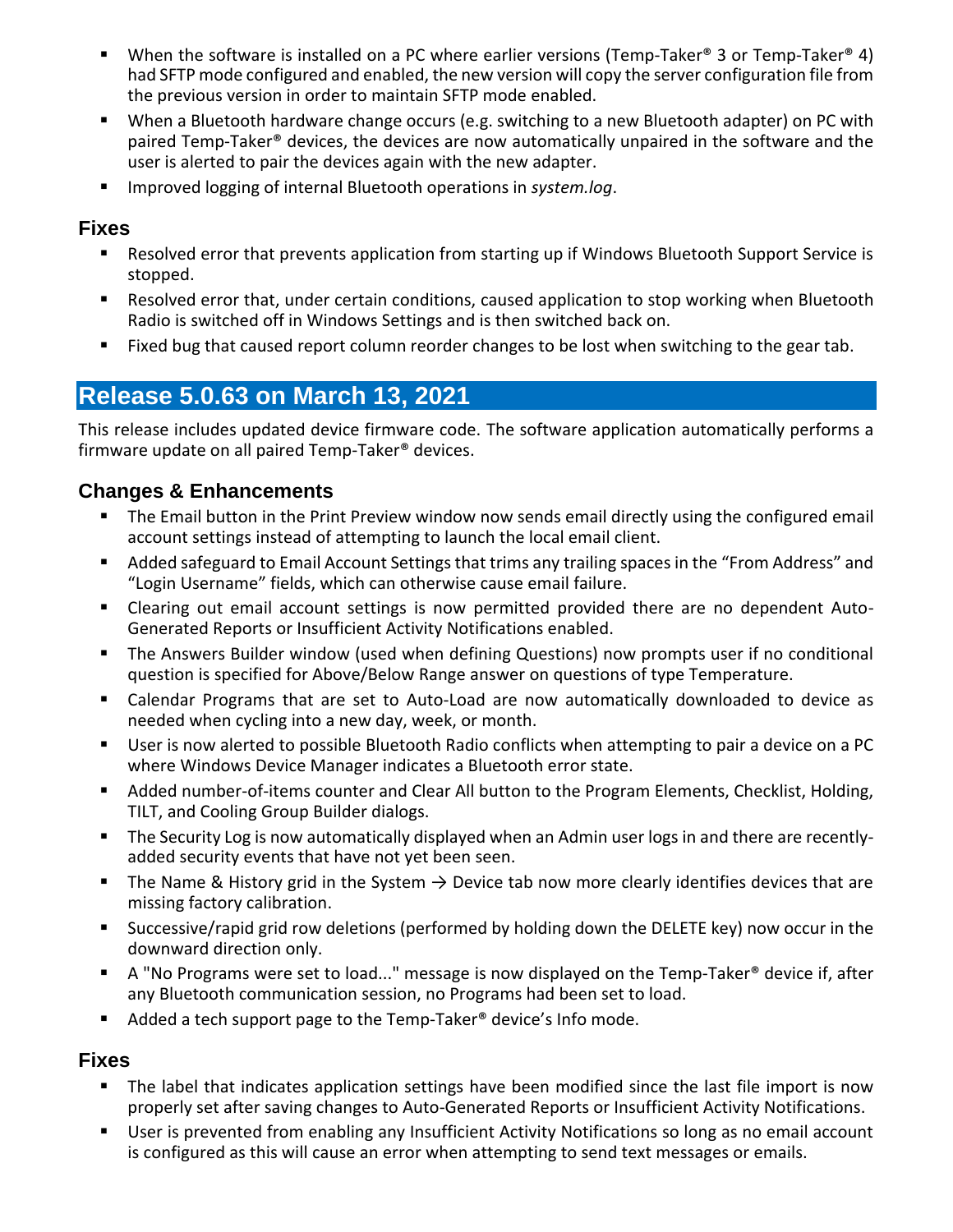- When the software is installed on a PC where earlier versions (Temp-Taker® 3 or Temp-Taker® 4) had SFTP mode configured and enabled, the new version will copy the server configuration file from the previous version in order to maintain SFTP mode enabled.
- When a Bluetooth hardware change occurs (e.g. switching to a new Bluetooth adapter) on PC with paired Temp-Taker® devices, the devices are now automatically unpaired in the software and the user is alerted to pair the devices again with the new adapter.
- Improved logging of internal Bluetooth operations in *system.log*.

### Fixes

- Resolved error that prevents application from starting up if Windows Bluetooth Support Service is stopped.
- Resolved error that, under certain conditions, caused application to stop working when Bluetooth Radio is switched off in Windows Settings and is then switched back on.
- Fixed bug that caused report column reorder changes to be lost when switching to the gear tab.

## Release 5.0.63 on March 13, 2021

This release includes updated device firmware code. The software application automatically performs a firmware update on all paired Temp-Taker® devices.

### Changes & Enhancements

- The Email button in the Print Preview window now sends email directly using the configured email account settings instead of attempting to launch the local email client.
- Added safeguard to Email Account Settings that trims any trailing spaces in the "From Address" and "Login Username" fields, which can otherwise cause email failure.
- Clearing out email account settings is now permitted provided there are no dependent Auto-Generated Reports or Insufficient Activity Notifications enabled.
- The Answers Builder window (used when defining Questions) now prompts user if no conditional question is specified for Above/Below Range answer on questions of type Temperature.
- Calendar Programs that are set to Auto-Load are now automatically downloaded to device as needed when cycling into a new day, week, or month.
- User is now alerted to possible Bluetooth Radio conflicts when attempting to pair a device on a PC where Windows Device Manager indicates a Bluetooth error state.
- Added number-of-items counter and Clear All button to the Program Elements, Checklist, Holding, TILT, and Cooling Group Builder dialogs.
- The Security Log is now automatically displayed when an Admin user logs in and there are recently-added security events that have not yet been seen.
- The Name & History grid in the System → Device tab now more clearly identifies devices that are missing factory calibration.
- Successive/rapid grid row deletions (performed by holding down the DELETE key) now occur in the downward direction only.
- A "No Programs were set to load..." message is now displayed on the Temp-Taker® device if, after any Bluetooth communication session, no Programs had been set to load.
- Added a tech support page to the Temp-Taker® device's Info mode.

### Fixes

- The label that indicates application settings have been modified since the last file import is now properly set after saving changes to Auto-Generated Reports or Insufficient Activity Notifications.
- User is prevented from enabling any Insufficient Activity Notifications so long as no email account is configured as this will cause an error when attempting to send text messages or emails.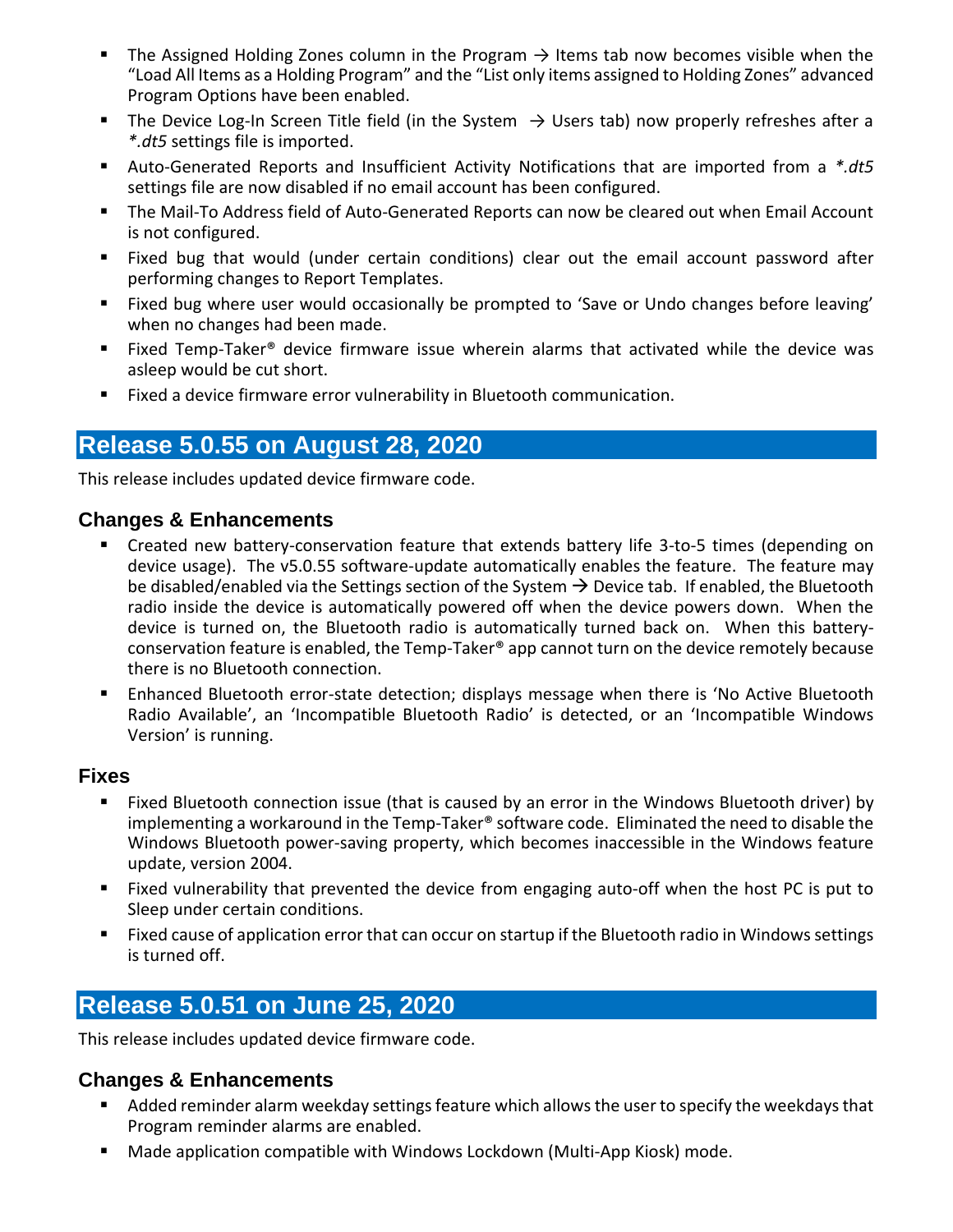- The Assigned Holding Zones column in the Program → Items tab now becomes visible when the "Load All Items as a Holding Program" and the "List only items assigned to Holding Zones" advanced Program Options have been enabled.
- The Device Log-In Screen Title field (in the System → Users tab) now properly refreshes after a *\*.dt5* settings file is imported.
- Auto-Generated Reports and Insufficient Activity Notifications that are imported from a *\*.dt5* settings file are now disabled if no email account has been configured.
- The Mail-To Address field of Auto-Generated Reports can now be cleared out when Email Account is not configured.
- Fixed bug that would (under certain conditions) clear out the email account password after performing changes to Report Templates.
- Fixed bug where user would occasionally be prompted to 'Save or Undo changes before leaving' when no changes had been made.
- Fixed Temp-Taker® device firmware issue wherein alarms that activated while the device was asleep would be cut short.
- Fixed a device firmware error vulnerability in Bluetooth communication.

## Release 5.0.55 on August 28, 2020

This release includes updated device firmware code.

### Changes & Enhancements

- Created new battery-conservation feature that extends battery life 3-to-5 times (depending on device usage). The v5.0.55 software-update automatically enables the feature. The feature may be disabled/enabled via the Settings section of the System → Device tab. If enabled, the Bluetooth radio inside the device is automatically powered off when the device powers down. When the device is turned on, the Bluetooth radio is automatically turned back on. When this battery-conservation feature is enabled, the Temp-Taker® app cannot turn on the device remotely because there is no Bluetooth connection.
- Enhanced Bluetooth error-state detection; displays message when there is 'No Active Bluetooth Radio Available', an 'Incompatible Bluetooth Radio' is detected, or an 'Incompatible Windows Version' is running.

### Fixes

- Fixed Bluetooth connection issue (that is caused by an error in the Windows Bluetooth driver) by implementing a workaround in the Temp-Taker® software code. Eliminated the need to disable the Windows Bluetooth power-saving property, which becomes inaccessible in the Windows feature update, version 2004.
- Fixed vulnerability that prevented the device from engaging auto-off when the host PC is put to Sleep under certain conditions.
- Fixed cause of application error that can occur on startup if the Bluetooth radio in Windows settings is turned off.

## Release 5.0.51 on June 25, 2020

This release includes updated device firmware code.

### Changes & Enhancements

- Added reminder alarm weekday settings feature which allows the user to specify the weekdays that Program reminder alarms are enabled.
- Made application compatible with Windows Lockdown (Multi-App Kiosk) mode.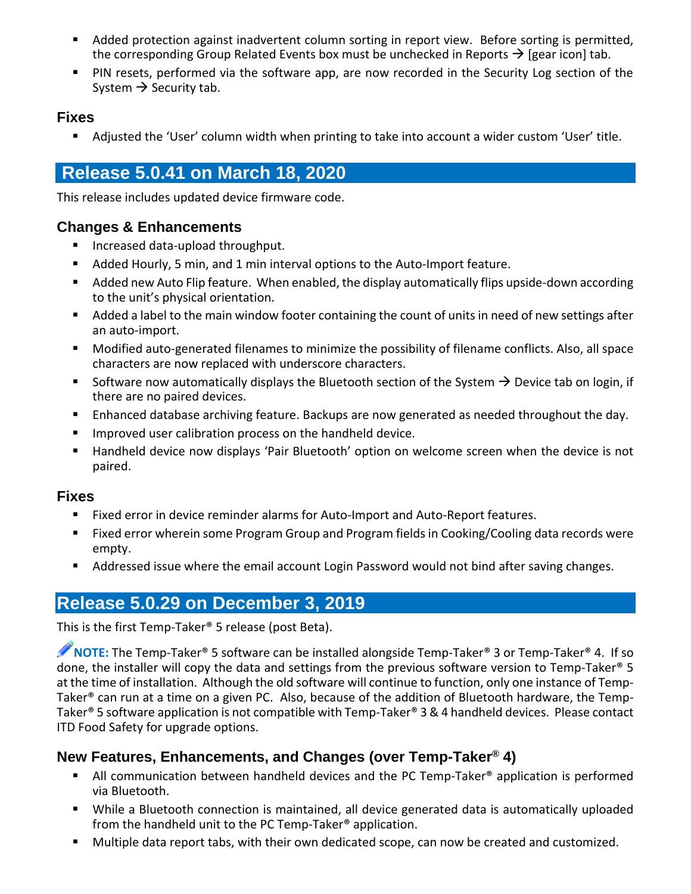- Added protection against inadvertent column sorting in report view. Before sorting is permitted, the corresponding Group Related Events box must be unchecked in Reports → [gear icon] tab.
- PIN resets, performed via the software app, are now recorded in the Security Log section of the System → Security tab.

### Fixes

- Adjusted the 'User' column width when printing to take into account a wider custom 'User' title.

## Release 5.0.41 on March 18, 2020

This release includes updated device firmware code.

### Changes & Enhancements

- Increased data-upload throughput.
- Added Hourly, 5 min, and 1 min interval options to the Auto-Import feature.
- Added new Auto Flip feature. When enabled, the display automatically flips upside-down according to the unit's physical orientation.
- Added a label to the main window footer containing the count of units in need of new settings after an auto-import.
- Modified auto-generated filenames to minimize the possibility of filename conflicts. Also, all space characters are now replaced with underscore characters.
- Software now automatically displays the Bluetooth section of the System → Device tab on login, if there are no paired devices.
- Enhanced database archiving feature. Backups are now generated as needed throughout the day.
- Improved user calibration process on the handheld device.
- Handheld device now displays 'Pair Bluetooth' option on welcome screen when the device is not paired.

### Fixes

- Fixed error in device reminder alarms for Auto-Import and Auto-Report features.
- Fixed error wherein some Program Group and Program fields in Cooking/Cooling data records were empty.
- Addressed issue where the email account Login Password would not bind after saving changes.

## Release 5.0.29 on December 3, 2019

This is the first Temp-Taker® 5 release (post Beta).

**NOTE:** The Temp-Taker® 5 software can be installed alongside Temp-Taker® 3 or Temp-Taker® 4. If so done, the installer will copy the data and settings from the previous software version to Temp-Taker® 5 at the time of installation. Although the old software will continue to function, only one instance of Temp-Taker® can run at a time on a given PC. Also, because of the addition of Bluetooth hardware, the Temp-Taker® 5 software application is not compatible with Temp-Taker® 3 & 4 handheld devices. Please contact ITD Food Safety for upgrade options.

### New Features, Enhancements, and Changes (over Temp-Taker® 4)

- All communication between handheld devices and the PC Temp-Taker® application is performed via Bluetooth.
- While a Bluetooth connection is maintained, all device generated data is automatically uploaded from the handheld unit to the PC Temp-Taker® application.
- Multiple data report tabs, with their own dedicated scope, can now be created and customized.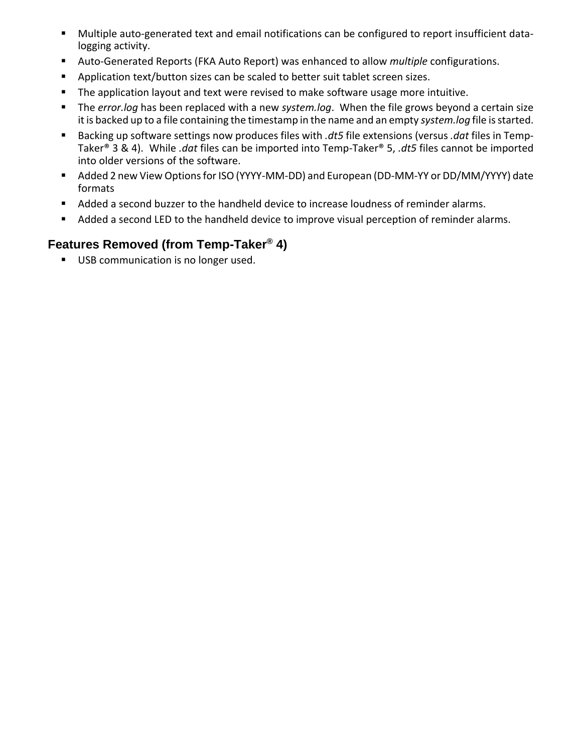- Multiple auto-generated text and email notifications can be configured to report insufficient data-logging activity.
- Auto-Generated Reports (FKA Auto Report) was enhanced to allow *multiple* configurations.
- Application text/button sizes can be scaled to better suit tablet screen sizes.
- The application layout and text were revised to make software usage more intuitive.
- The *error.log* has been replaced with a new *system.log*. When the file grows beyond a certain size it is backed up to a file containing the timestamp in the name and an empty *system.log* file is started.
- Backing up software settings now produces files with *.dt5* file extensions (versus *.dat* files in Temp-Taker® 3 & 4). While *.dat* files can be imported into Temp-Taker® 5, *.dt5* files cannot be imported into older versions of the software.
- Added 2 new View Options for ISO (YYYY-MM-DD) and European (DD-MM-YY or DD/MM/YYYY) date formats
- Added a second buzzer to the handheld device to increase loudness of reminder alarms.
- Added a second LED to the handheld device to improve visual perception of reminder alarms.

### Features Removed (from Temp-Taker® 4)

- USB communication is no longer used.